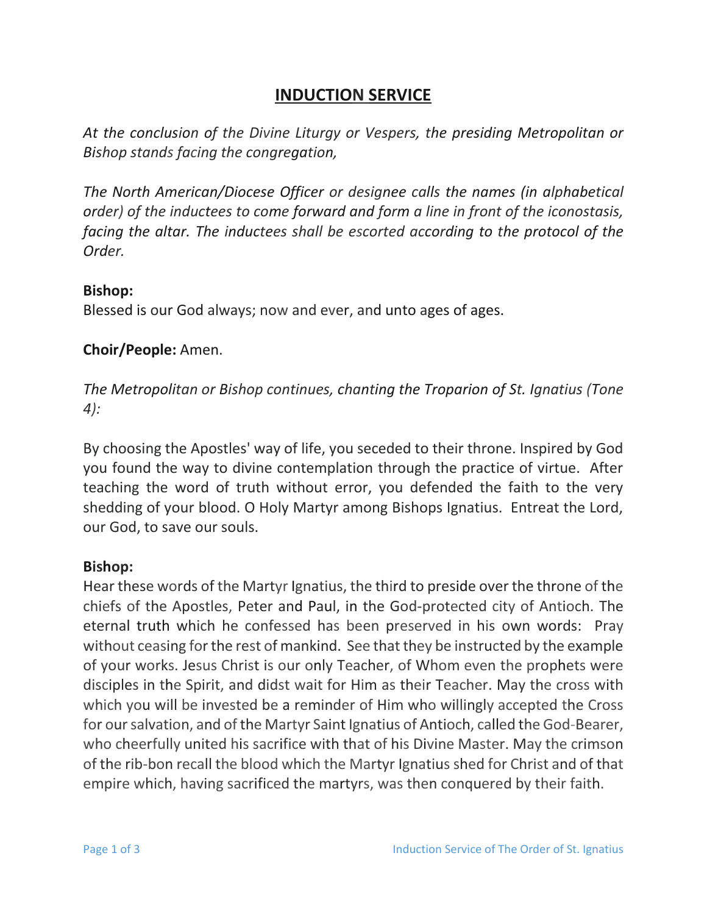# INDUCTION SERVICE

*At the conclusion of the Divine Liturgy or Vespers, the presiding Metropolitan or Bishop stands facing the congregation,*

*The North American/Diocese Officer or designee calls the names (in alphabetical order) of the inductees to come forward and form a line in front of the iconostasis, facing the altar. The inductees shall be escorted according to the protocol of the Order.*

**Bishop:**
Blessed is our God always; now and ever, and unto ages of ages.

**Choir/People:** Amen.

*The Metropolitan or Bishop continues, chanting the Troparion of St. Ignatius (Tone 4):*

By choosing the Apostles' way of life, you seceded to their throne. Inspired by God you found the way to divine contemplation through the practice of virtue. After teaching the word of truth without error, you defended the faith to the very shedding of your blood. O Holy Martyr among Bishops Ignatius. Entreat the Lord, our God, to save our souls.

**Bishop:**
Hear these words of the Martyr Ignatius, the third to preside over the throne of the chiefs of the Apostles, Peter and Paul, in the God-protected city of Antioch. The eternal truth which he confessed has been preserved in his own words: Pray without ceasing for the rest of mankind. See that they be instructed by the example of your works. Jesus Christ is our only Teacher, of Whom even the prophets were disciples in the Spirit, and didst wait for Him as their Teacher. May the cross with which you will be invested be a reminder of Him who willingly accepted the Cross for our salvation, and of the Martyr Saint Ignatius of Antioch, called the God-Bearer, who cheerfully united his sacrifice with that of his Divine Master. May the crimson of the rib-bon recall the blood which the Martyr Ignatius shed for Christ and of that empire which, having sacrificed the martyrs, was then conquered by their faith.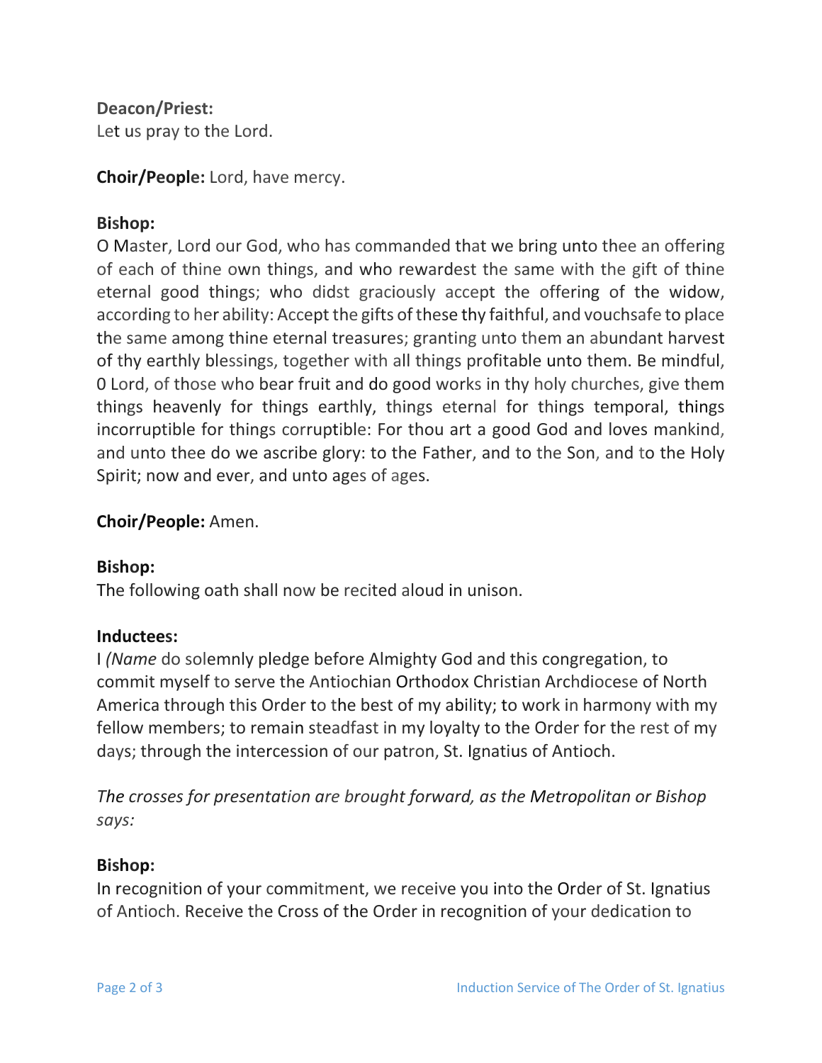**Deacon/Priest:**
Let us pray to the Lord.

**Choir/People:** Lord, have mercy.

**Bishop:**
O Master, Lord our God, who has commanded that we bring unto thee an offering of each of thine own things, and who rewardest the same with the gift of thine eternal good things; who didst graciously accept the offering of the widow, according to her ability: Accept the gifts of these thy faithful, and vouchsafe to place the same among thine eternal treasures; granting unto them an abundant harvest of thy earthly blessings, together with all things profitable unto them. Be mindful, 0 Lord, of those who bear fruit and do good works in thy holy churches, give them things heavenly for things earthly, things eternal for things temporal, things incorruptible for things corruptible: For thou art a good God and loves mankind, and unto thee do we ascribe glory: to the Father, and to the Son, and to the Holy Spirit; now and ever, and unto ages of ages.

**Choir/People:** Amen.

**Bishop:**
The following oath shall now be recited aloud in unison.

**Inductees:**
I *(Name* do solemnly pledge before Almighty God and this congregation, to commit myself to serve the Antiochian Orthodox Christian Archdiocese of North America through this Order to the best of my ability; to work in harmony with my fellow members; to remain steadfast in my loyalty to the Order for the rest of my days; through the intercession of our patron, St. Ignatius of Antioch.

*The crosses for presentation are brought forward, as the Metropolitan or Bishop says:*

**Bishop:**
In recognition of your commitment, we receive you into the Order of St. Ignatius of Antioch. Receive the Cross of the Order in recognition of your dedication to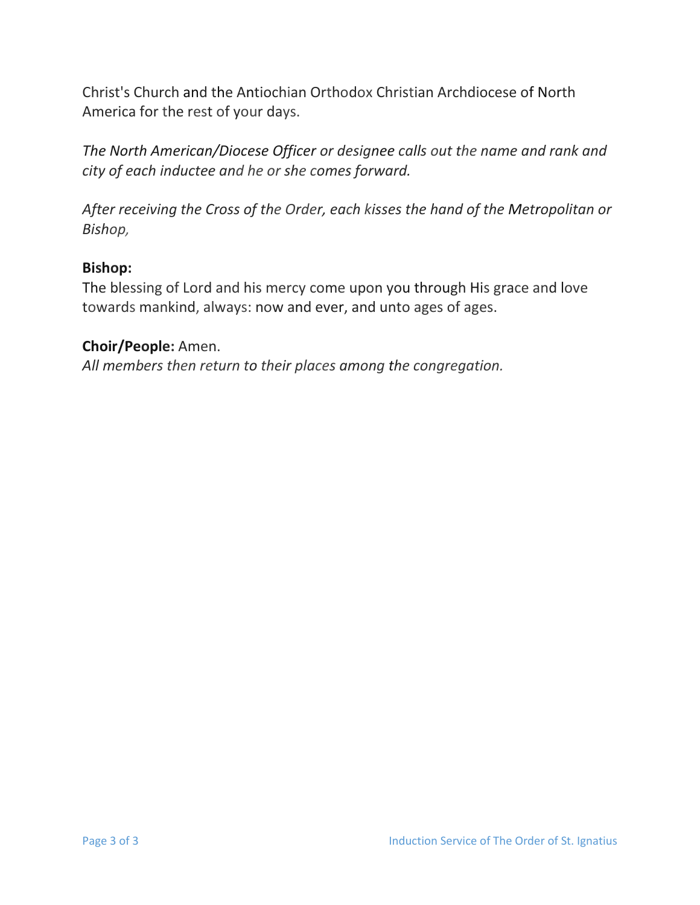Christ's Church and the Antiochian Orthodox Christian Archdiocese of North America for the rest of your days.

*The North American/Diocese Officer or designee calls out the name and rank and city of each inductee and he or she comes forward.*

*After receiving the Cross of the Order, each kisses the hand of the Metropolitan or Bishop,*

**Bishop:**
The blessing of Lord and his mercy come upon you through His grace and love towards mankind, always: now and ever, and unto ages of ages.

**Choir/People:** Amen.
*All members then return to their places among the congregation.*